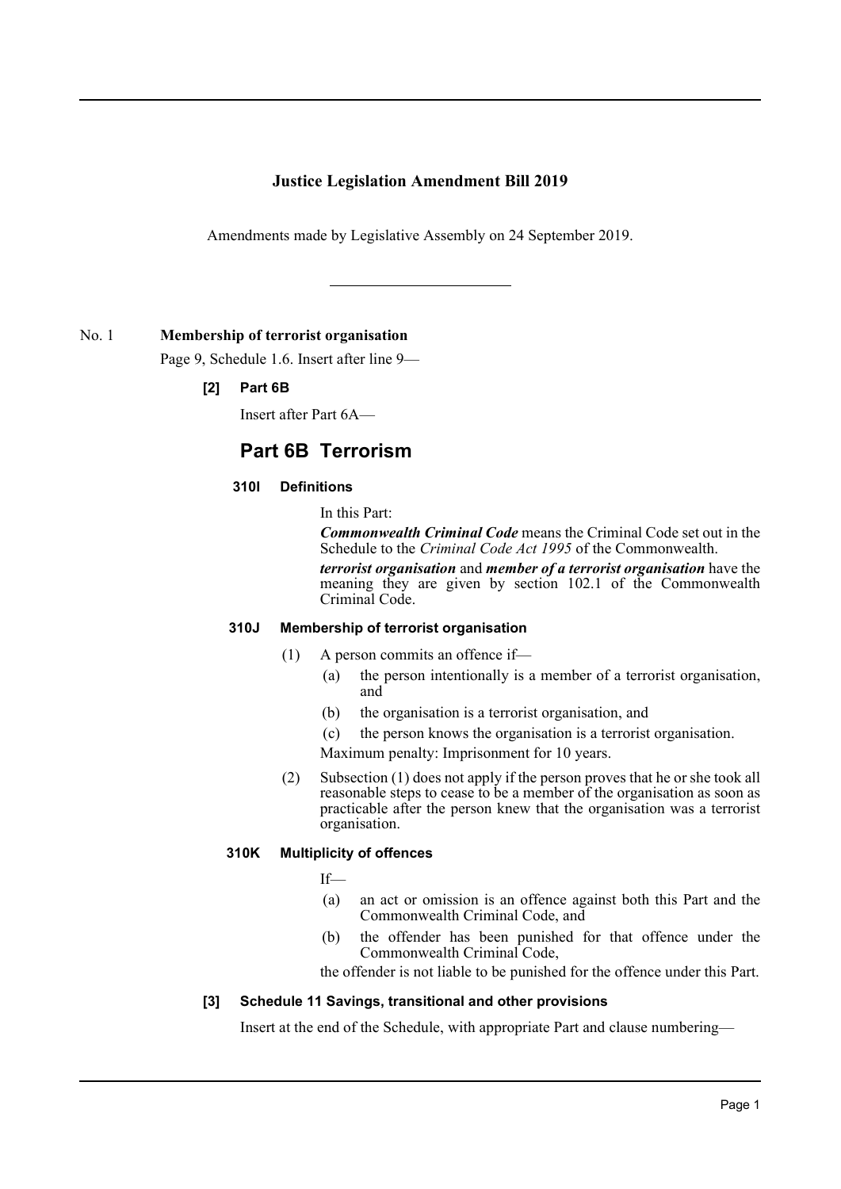# Justice Legislation Amendment Bill 2019

Amendments made by Legislative Assembly on 24 September 2019.

---

No. 1 **Membership of terrorist organisation**

Page 9, Schedule 1.6. Insert after line 9—

**[2] Part 6B**

Insert after Part 6A—

## Part 6B Terrorism

### 310I Definitions

In this Part:

***Commonwealth Criminal Code*** means the Criminal Code set out in the Schedule to the *Criminal Code Act 1995* of the Commonwealth.

***terrorist organisation*** and ***member of a terrorist organisation*** have the meaning they are given by section 102.1 of the Commonwealth Criminal Code.

### 310J Membership of terrorist organisation

(1) A person commits an offence if—

(a) the person intentionally is a member of a terrorist organisation, and

(b) the organisation is a terrorist organisation, and

(c) the person knows the organisation is a terrorist organisation.

Maximum penalty: Imprisonment for 10 years.

(2) Subsection (1) does not apply if the person proves that he or she took all reasonable steps to cease to be a member of the organisation as soon as practicable after the person knew that the organisation was a terrorist organisation.

### 310K Multiplicity of offences

If—

(a) an act or omission is an offence against both this Part and the Commonwealth Criminal Code, and

(b) the offender has been punished for that offence under the Commonwealth Criminal Code,

the offender is not liable to be punished for the offence under this Part.

**[3] Schedule 11 Savings, transitional and other provisions**

Insert at the end of the Schedule, with appropriate Part and clause numbering—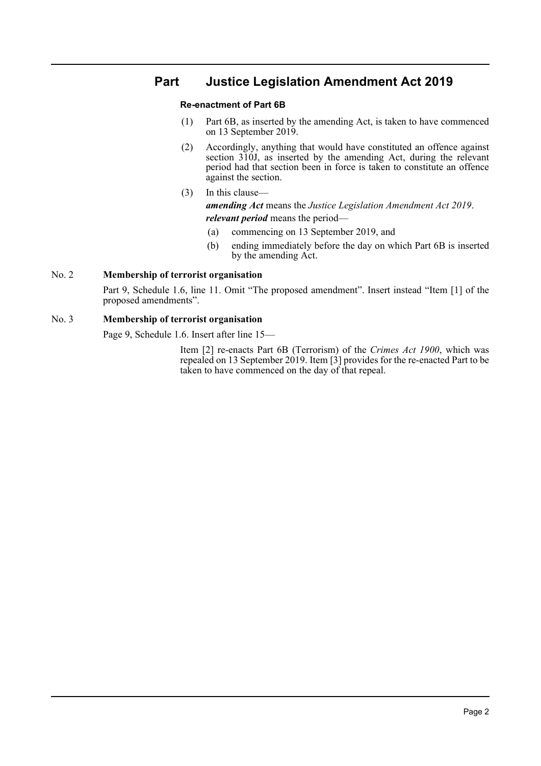## Part Justice Legislation Amendment Act 2019

**Re-enactment of Part 6B**

(1) Part 6B, as inserted by the amending Act, is taken to have commenced on 13 September 2019.

(2) Accordingly, anything that would have constituted an offence against section 310J, as inserted by the amending Act, during the relevant period had that section been in force is taken to constitute an offence against the section.

(3) In this clause—

***amending Act*** means the *Justice Legislation Amendment Act 2019*.

***relevant period*** means the period—

(a) commencing on 13 September 2019, and

(b) ending immediately before the day on which Part 6B is inserted by the amending Act.

No. 2 **Membership of terrorist organisation**

Part 9, Schedule 1.6, line 11. Omit "The proposed amendment". Insert instead "Item [1] of the proposed amendments".

No. 3 **Membership of terrorist organisation**

Page 9, Schedule 1.6. Insert after line 15—

Item [2] re-enacts Part 6B (Terrorism) of the *Crimes Act 1900*, which was repealed on 13 September 2019. Item [3] provides for the re-enacted Part to be taken to have commenced on the day of that repeal.